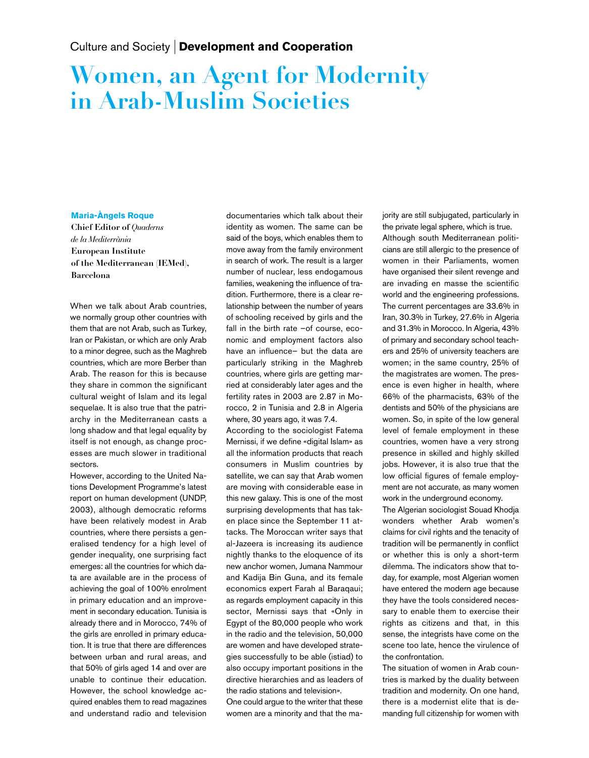Culture and Society | **Development and Cooperation**

# Women, an Agent for Modernity in Arab-Muslim Societies

**Maria-Àngels Roque**
**Chief Editor of *Quaderns de la Mediterrània***
**European Institute of the Mediterranean (IEMed), Barcelona**

When we talk about Arab countries, we normally group other countries with them that are not Arab, such as Turkey, Iran or Pakistan, or which are only Arab to a minor degree, such as the Maghreb countries, which are more Berber than Arab. The reason for this is because they share in common the significant cultural weight of Islam and its legal sequelae. It is also true that the patriarchy in the Mediterranean casts a long shadow and that legal equality by itself is not enough, as change processes are much slower in traditional sectors.

However, according to the United Nations Development Programme's latest report on human development (UNDP, 2003), although democratic reforms have been relatively modest in Arab countries, where there persists a generalised tendency for a high level of gender inequality, one surprising fact emerges: all the countries for which data are available are in the process of achieving the goal of 100% enrolment in primary education and an improvement in secondary education. Tunisia is already there and in Morocco, 74% of the girls are enrolled in primary education. It is true that there are differences between urban and rural areas, and that 50% of girls aged 14 and over are unable to continue their education. However, the school knowledge acquired enables them to read magazines and understand radio and television documentaries which talk about their identity as women. The same can be said of the boys, which enables them to move away from the family environment in search of work. The result is a larger number of nuclear, less endogamous families, weakening the influence of tradition. Furthermore, there is a clear relationship between the number of years of schooling received by girls and the fall in the birth rate –of course, economic and employment factors also have an influence– but the data are particularly striking in the Maghreb countries, where girls are getting married at considerably later ages and the fertility rates in 2003 are 2.87 in Morocco, 2 in Tunisia and 2.8 in Algeria where, 30 years ago, it was 7.4.

According to the sociologist Fatema Mernissi, if we define «digital Islam» as all the information products that reach consumers in Muslim countries by satellite, we can say that Arab women are moving with considerable ease in this new galaxy. This is one of the most surprising developments that has taken place since the September 11 attacks. The Moroccan writer says that al-Jazeera is increasing its audience nightly thanks to the eloquence of its new anchor women, Jumana Nammour and Kadija Bin Guna, and its female economics expert Farah al Baraqaui; as regards employment capacity in this sector, Mernissi says that «Only in Egypt of the 80,000 people who work in the radio and the television, 50,000 are women and have developed strategies successfully to be able (istiad) to also occupy important positions in the directive hierarchies and as leaders of the radio stations and television».

One could argue to the writer that these women are a minority and that the majority are still subjugated, particularly in the private legal sphere, which is true.

Although south Mediterranean politicians are still allergic to the presence of women in their Parliaments, women have organised their silent revenge and are invading en masse the scientific world and the engineering professions. The current percentages are 33.6% in Iran, 30.3% in Turkey, 27.6% in Algeria and 31.3% in Morocco. In Algeria, 43% of primary and secondary school teachers and 25% of university teachers are women; in the same country, 25% of the magistrates are women. The presence is even higher in health, where 66% of the pharmacists, 63% of the dentists and 50% of the physicians are women. So, in spite of the low general level of female employment in these countries, women have a very strong presence in skilled and highly skilled jobs. However, it is also true that the low official figures of female employment are not accurate, as many women work in the underground economy.

The Algerian sociologist Souad Khodja wonders whether Arab women's claims for civil rights and the tenacity of tradition will be permanently in conflict or whether this is only a short-term dilemma. The indicators show that today, for example, most Algerian women have entered the modern age because they have the tools considered necessary to enable them to exercise their rights as citizens and that, in this sense, the integrists have come on the scene too late, hence the virulence of the confrontation.

The situation of women in Arab countries is marked by the duality between tradition and modernity. On one hand, there is a modernist elite that is demanding full citizenship for women with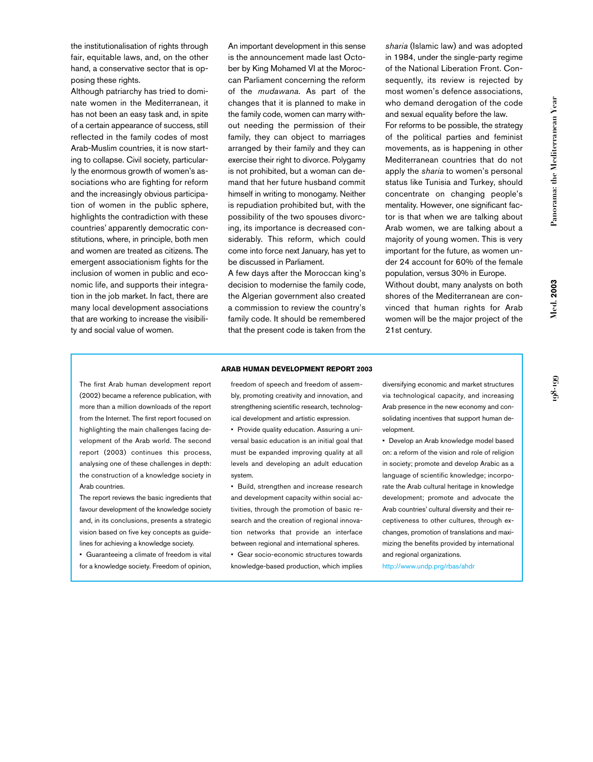the institutionalisation of rights through fair, equitable laws, and, on the other hand, a conservative sector that is opposing these rights.

Although patriarchy has tried to dominate women in the Mediterranean, it has not been an easy task and, in spite of a certain appearance of success, still reflected in the family codes of most Arab-Muslim countries, it is now starting to collapse. Civil society, particularly the enormous growth of women's associations who are fighting for reform and the increasingly obvious participation of women in the public sphere, highlights the contradiction with these countries' apparently democratic constitutions, where, in principle, both men and women are treated as citizens. The emergent associationism fights for the inclusion of women in public and economic life, and supports their integration in the job market. In fact, there are many local development associations that are working to increase the visibility and social value of women.

An important development in this sense is the announcement made last October by King Mohamed VI at the Moroccan Parliament concerning the reform of the *mudawana*. As part of the changes that it is planned to make in the family code, women can marry without needing the permission of their family, they can object to marriages arranged by their family and they can exercise their right to divorce. Polygamy is not prohibited, but a woman can demand that her future husband commit himself in writing to monogamy. Neither is repudiation prohibited but, with the possibility of the two spouses divorcing, its importance is decreased considerably. This reform, which could come into force next January, has yet to be discussed in Parliament.

A few days after the Moroccan king's decision to modernise the family code, the Algerian government also created a commission to review the country's family code. It should be remembered that the present code is taken from the *sharia* (Islamic law) and was adopted in 1984, under the single-party regime of the National Liberation Front. Consequently, its review is rejected by most women's defence associations, who demand derogation of the code and sexual equality before the law.

For reforms to be possible, the strategy of the political parties and feminist movements, as is happening in other Mediterranean countries that do not apply the *sharia* to women's personal status like Tunisia and Turkey, should concentrate on changing people's mentality. However, one significant factor is that when we are talking about Arab women, we are talking about a majority of young women. This is very important for the future, as women under 24 account for 60% of the female population, versus 30% in Europe.

Without doubt, many analysts on both shores of the Mediterranean are convinced that human rights for Arab women will be the major project of the 21st century.

**ARAB HUMAN DEVELOPMENT REPORT 2003**

The first Arab human development report (2002) became a reference publication, with more than a million downloads of the report from the Internet. The first report focused on highlighting the main challenges facing development of the Arab world. The second report (2003) continues this process, analysing one of these challenges in depth: the construction of a knowledge society in Arab countries.

The report reviews the basic ingredients that favour development of the knowledge society and, in its conclusions, presents a strategic vision based on five key concepts as guidelines for achieving a knowledge society.

- Guaranteeing a climate of freedom is vital for a knowledge society. Freedom of opinion, freedom of speech and freedom of assembly, promoting creativity and innovation, and strengthening scientific research, technological development and artistic expression.
- Provide quality education. Assuring a universal basic education is an initial goal that must be expanded improving quality at all levels and developing an adult education system.
- Build, strengthen and increase research and development capacity within social activities, through the promotion of basic research and the creation of regional innovation networks that provide an interface between regional and international spheres.
- Gear socio-economic structures towards knowledge-based production, which implies diversifying economic and market structures via technological capacity, and increasing Arab presence in the new economy and consolidating incentives that support human development.
- Develop an Arab knowledge model based on: a reform of the vision and role of religion in society; promote and develop Arabic as a language of scientific knowledge; incorporate the Arab cultural heritage in knowledge development; promote and advocate the Arab countries' cultural diversity and their receptiveness to other cultures, through exchanges, promotion of translations and maximizing the benefits provided by international and regional organizations.

http://www.undp.prg/rbas/ahdr